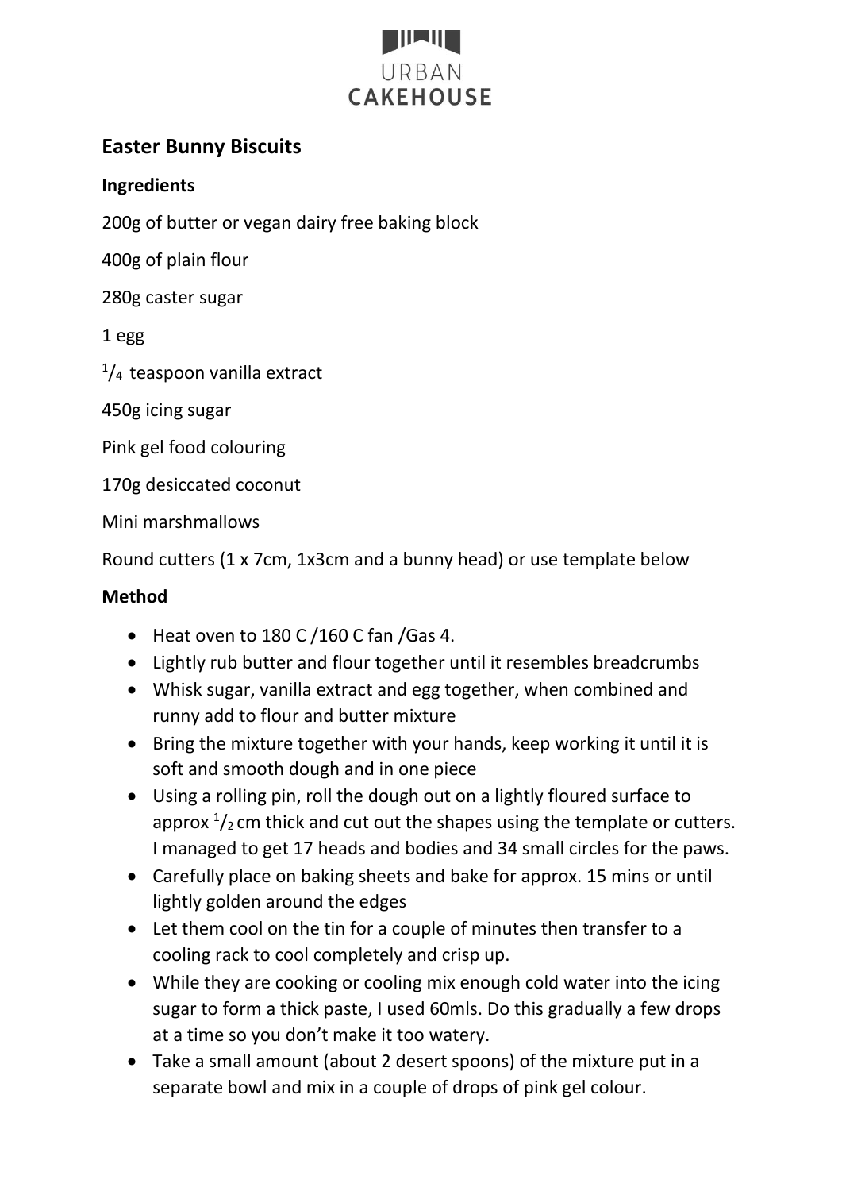URBAN CAKEHOUSE

## Easter Bunny Biscuits

### Ingredients

200g of butter or vegan dairy free baking block

400g of plain flour

280g caster sugar

1 egg

$^{1}/_{4}$ teaspoon vanilla extract

450g icing sugar

Pink gel food colouring

170g desiccated coconut

Mini marshmallows

Round cutters (1 x 7cm, 1x3cm and a bunny head) or use template below

### Method

- Heat oven to 180 C /160 C fan /Gas 4.
- Lightly rub butter and flour together until it resembles breadcrumbs
- Whisk sugar, vanilla extract and egg together, when combined and runny add to flour and butter mixture
- Bring the mixture together with your hands, keep working it until it is soft and smooth dough and in one piece
- Using a rolling pin, roll the dough out on a lightly floured surface to approx $^{1}/_{2}$ cm thick and cut out the shapes using the template or cutters. I managed to get 17 heads and bodies and 34 small circles for the paws.
- Carefully place on baking sheets and bake for approx. 15 mins or until lightly golden around the edges
- Let them cool on the tin for a couple of minutes then transfer to a cooling rack to cool completely and crisp up.
- While they are cooking or cooling mix enough cold water into the icing sugar to form a thick paste, I used 60mls. Do this gradually a few drops at a time so you don't make it too watery.
- Take a small amount (about 2 desert spoons) of the mixture put in a separate bowl and mix in a couple of drops of pink gel colour.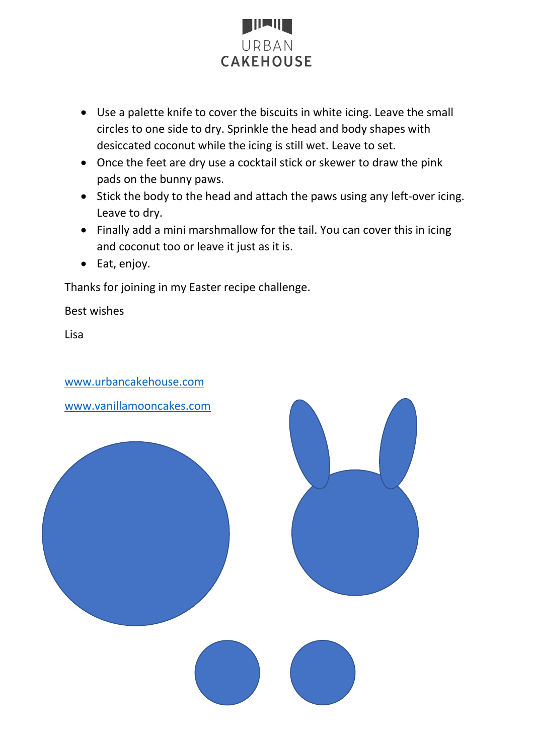- Use a palette knife to cover the biscuits in white icing. Leave the small circles to one side to dry. Sprinkle the head and body shapes with desiccated coconut while the icing is still wet. Leave to set.
- Once the feet are dry use a cocktail stick or skewer to draw the pink pads on the bunny paws.
- Stick the body to the head and attach the paws using any left-over icing. Leave to dry.
- Finally add a mini marshmallow for the tail. You can cover this in icing and coconut too or leave it just as it is.
- Eat, enjoy.

Thanks for joining in my Easter recipe challenge.

Best wishes

Lisa

[www.urbancakehouse.com](http://www.urbancakehouse.com)

[www.vanillamooncakes.com](http://www.vanillamooncakes.com)